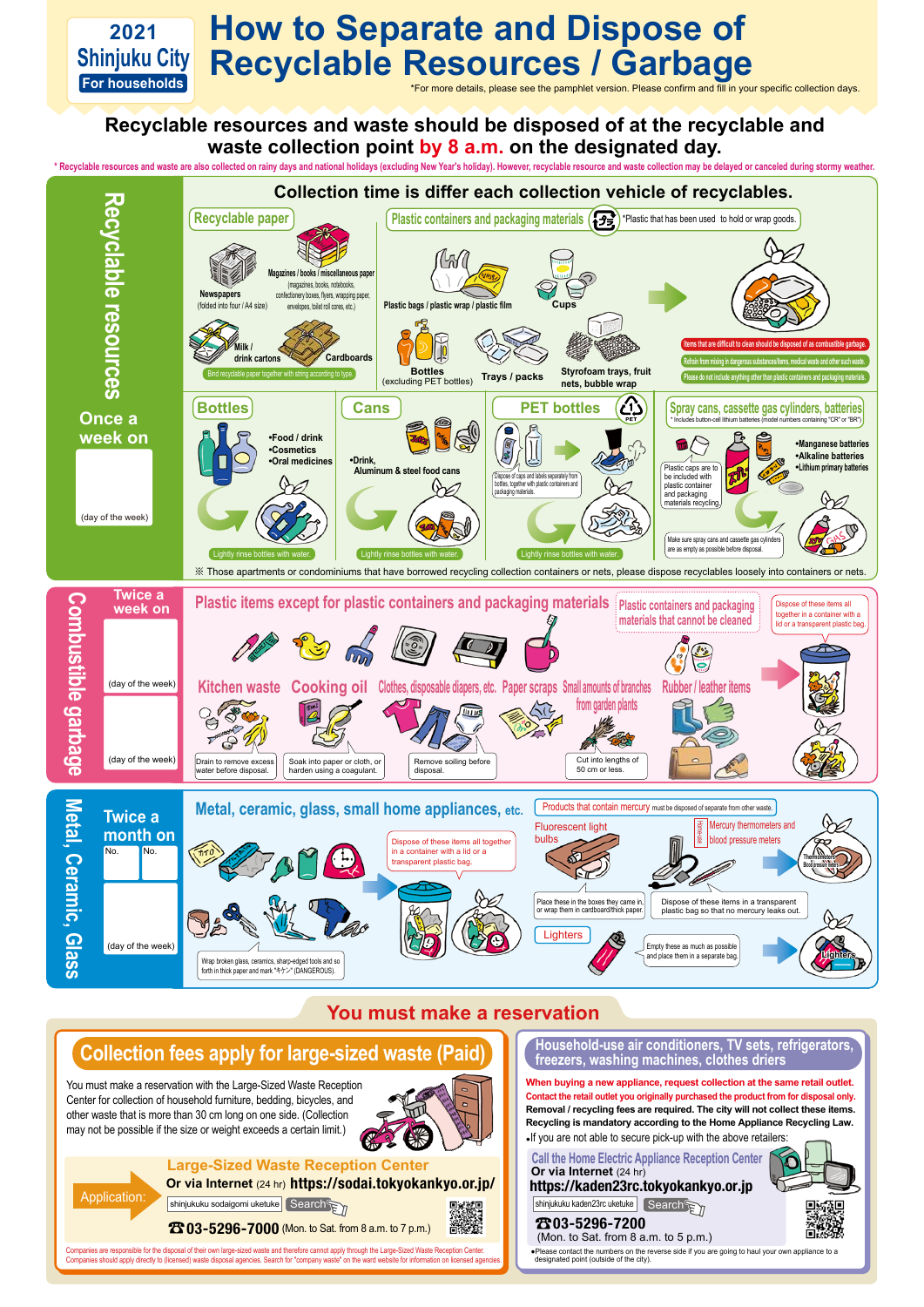2021 Shinjuku City For households

# How to Separate and Dispose of Recyclable Resources / Garbage

*For more details, please see the pamphlet version. Please confirm and fill in your specific collection days.

## Recyclable resources and waste should be disposed of at the recyclable and waste collection point by 8 a.m. on the designated day.

* Recyclable resources and waste are also collected on rainy days and national holidays (excluding New Year's holiday). However, recyclable resource and waste collection may be delayed or canceled during stormy weather.

## Recyclable resources

Once a week on

(day of the week)

### Collection time is differ each collection vehicle of recyclables.

#### Recyclable paper

- Newspapers (folded into four / A4 size)
- Magazines / books / miscellaneous paper (magazines, books, notebooks, confectionery boxes, flyers, wrapping paper, envelopes, toilet roll cores, etc.)
- Milk / drink cartons
- Cardboards

Bind recyclable paper together with string according to type.

#### Plastic containers and packaging materials

*Plastic that has been used to hold or wrap goods.

- Plastic bags / plastic wrap / plastic film
- Cups
- Bottles (excluding PET bottles)
- Trays / packs
- Styrofoam trays, fruit nets, bubble wrap

Items that are difficult to clean should be disposed of as combustible garbage.

Refrain from mixing in dangerous substances/items, medical waste and other such waste.

Please do not include anything other than plastic containers and packaging materials.

#### Bottles

- Food / drink
- Cosmetics
- Oral medicines

Lightly rinse bottles with water.

#### Cans

- Drink, Aluminum & steel food cans

Lightly rinse bottles with water.

#### PET bottles

Dispose of caps and labels separately from bottles, together with plastic containers and packaging materials.

Lightly rinse bottles with water.

#### Spray cans, cassette gas cylinders, batteries

* Includes button-cell lithium batteries (model numbers containing "CR" or "BR")

- Manganese batteries
- Alkaline batteries
- Lithium primary batteries

Plastic caps are to be included with plastic container and packaging materials recycling.

Make sure spray cans and cassette gas cylinders are as empty as possible before disposal.

※ Those apartments or condominiums that have borrowed recycling collection containers or nets, please dispose recyclables loosely into containers or nets.

## Combustible garbage

Twice a week on

(day of the week)

(day of the week)

### Plastic items except for plastic containers and packaging materials

### Plastic containers and packaging materials that cannot be cleaned

Dispose of these items all together in a container with a lid or a transparent plastic bag.

- Kitchen waste — Drain to remove excess water before disposal.
- Cooking oil — Soak into paper or cloth, or harden using a coagulant.
- Clothes, disposable diapers, etc. — Remove soiling before disposal.
- Paper scraps
- Small amounts of branches from garden plants — Cut into lengths of 50 cm or less.
- Rubber / leather items

## Metal, Ceramic, Glass

Twice a month on

No. No.

(day of the week)

### Metal, ceramic, glass, small home appliances, etc.

Dispose of these items all together in a container with a lid or a transparent plastic bag.

Wrap broken glass, ceramics, sharp-edged tools and so forth in thick paper and mark "キケン" (DANGEROUS).

Products that contain mercury must be disposed of separate from other waste.

- Fluorescent light bulbs — Place these in the boxes they came in, or wrap them in cardboard/thick paper.
- Home-use Mercury thermometers and blood pressure meters — Dispose of these items in a transparent plastic bag so that no mercury leaks out.
- Lighters — Empty these as much as possible and place them in a separate bag.

## You must make a reservation

### Collection fees apply for large-sized waste (Paid)

You must make a reservation with the Large-Sized Waste Reception Center for collection of household furniture, bedding, bicycles, and other waste that is more than 30 cm long on one side. (Collection may not be possible if the size or weight exceeds a certain limit.)

Application:

**Large-Sized Waste Reception Center**

Or via Internet (24 hr) https://sodai.tokyokankyo.or.jp/

shinjukuku sodaigomi uketuke Search

☎03-5296-7000 (Mon. to Sat. from 8 a.m. to 7 p.m.)

Companies are responsible for the disposal of their own large-sized waste and therefore cannot apply through the Large-Sized Waste Reception Center. Companies should apply directly to (licensed) waste disposal agencies. Search for "company waste" on the ward website for information on licensed agencies.

### Household-use air conditioners, TV sets, refrigerators, freezers, washing machines, clothes driers

**When buying a new appliance, request collection at the same retail outlet.**

**Contact the retail outlet you originally purchased the product from for disposal only.**

**Removal / recycling fees are required. The city will not collect these items.**

**Recycling is mandatory according to the Home Appliance Recycling Law.**

- If you are not able to secure pick-up with the above retailers:

**Call the Home Electric Appliance Reception Center**

Or via Internet (24 hr) https://kaden23rc.tokyokankyo.or.jp

shinjukuku kaden23rc uketuke Search

☎03-5296-7200 (Mon. to Sat. from 8 a.m. to 5 p.m.)

- Please contact the numbers on the reverse side if you are going to haul your own appliance to a designated point (outside of the city).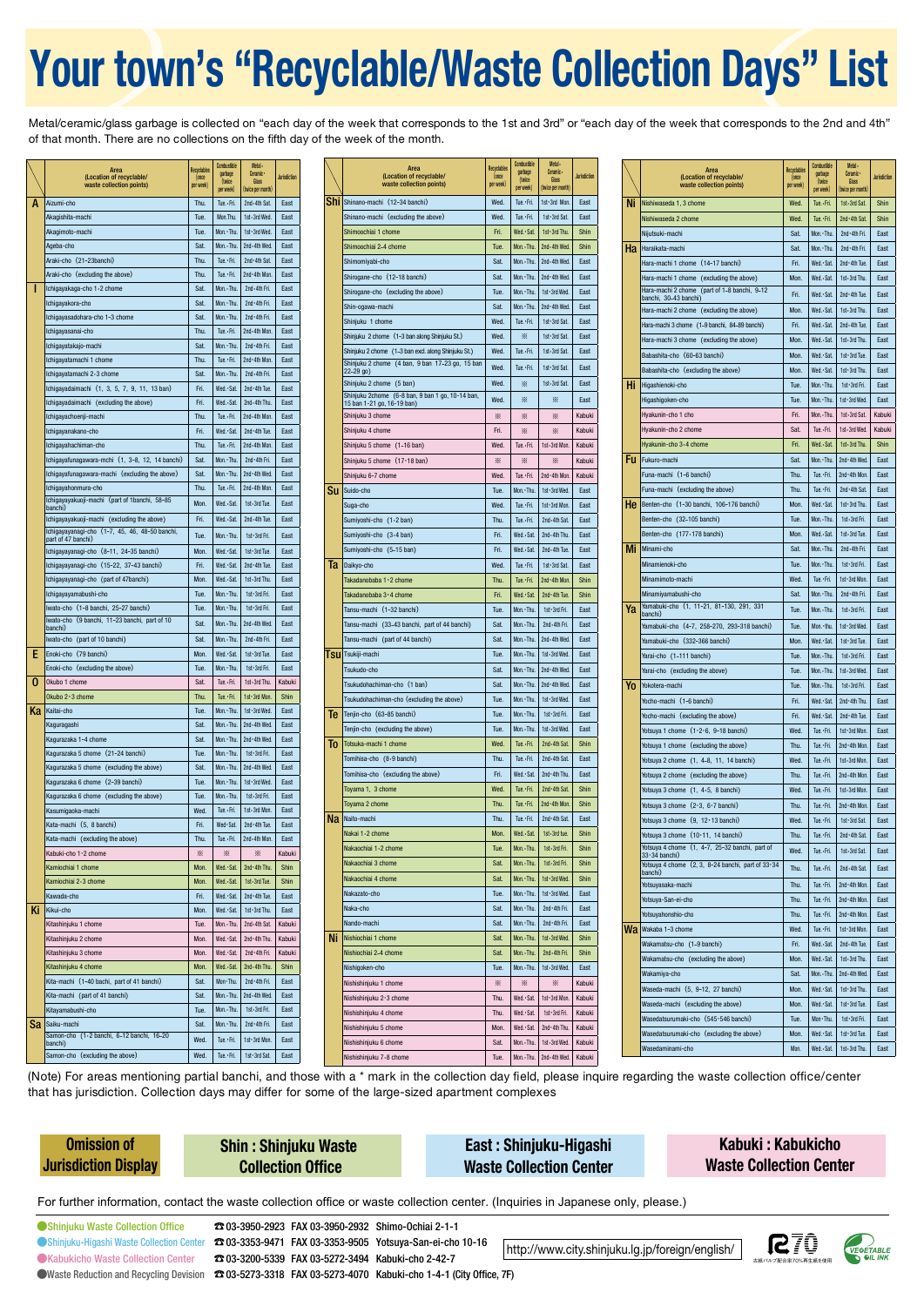# Your town's "Recyclable/Waste Collection Days" List

Metal/ceramic/glass garbage is collected on "each day of the week that corresponds to the 1st and 3rd" or "each day of the week that corresponds to the 2nd and 4th" of that month. There are no collections on the fifth day of the week of the month.

| | Area (Location of recyclable/ waste collection points) | Recyclables (once per week) | Combustible garbage (twice per week) | Metal・Ceramic・Glass (twice per month) | Jurisdiction |
|---|---|---|---|---|---|
| A | Aizumi-cho | Thu. | Tue.・Fri. | 2nd・4th Sat. | East |
| | Akagishita-machi | Tue. | Mon.Thu. | 1st・3rd Wed. | East |
| | Akagimoto-machi | Tue. | Mon.・Thu. | 1st・3rd Wed. | East |
| | Ageba-cho | Sat. | Mon.・Thu. | 2nd・4th Wed. | East |
| | Araki-cho (21-23banchi) | Thu. | Tue.・Fri. | 2nd・4th Sat. | East |
| | Araki-cho (excluding the above) | Thu. | Tue.・Fri. | 2nd・4th Mon. | East |
| I | Ichigayakaga-cho 1-2 chome | Sat. | Mon.・Thu. | 2nd・4th Fri. | East |
| | Ichigayakora-cho | Sat. | Mon.・Thu. | 2nd・4th Fri. | East |
| | Ichigayasadohara-cho 1-3 chome | Sat. | Mon.・Thu. | 2nd・4th Fri. | East |
| | Ichigayasanai-cho | Thu. | Tue.・Fri. | 2nd・4th Mon. | East |
| | Ichigayatakajo-machi | Sat. | Mon.・Thu. | 2nd・4th Fri. | East |
| | Ichigayatamachi 1 chome | Thu. | Tue.・Fri. | 2nd・4th Mon. | East |
| | Ichigayatamachi 2-3 chome | Sat. | Mon.・Thu. | 2nd・4th Fri. | East |
| | Ichigayadaimachi (1, 3, 5, 7, 9, 11, 13 ban) | Fri. | Wed.・Sat. | 2nd・4th Tue. | East |
| | Ichigayadaimachi (excluding the above) | Fri. | Wed.・Sat. | 2nd・4th Thu. | East |
| | Ichigayachoenji-machi | Thu. | Tue.・Fri. | 2nd・4th Mon. | East |
| | Ichigayanakano-cho | Fri. | Wed.・Sat. | 2nd・4th Tue. | East |
| | Ichigayahachiman-cho | Thu. | Tue.・Fri. | 2nd・4th Mon. | East |
| | Ichigayafunagawara-mchi (1, 3-8, 12, 14 banchi) | Sat. | Mon.・Thu. | 2nd・4th Fri. | East |
| | Ichigayafunagawara-machi (excluding the above) | Sat. | Mon.・Thu. | 2nd・4th Mon. | East |
| | Ichigayahonmura-cho | Thu. | Tue.・Fri. | 2nd・4th Mon. | East |
| | Ichigayayakuoji-machi (part of 1banchi, 58-85 banchi) | Mon. | Wed.・Sat. | 1st・3rd Tue. | East |
| | Ichigayayakuoji-machi (excluding the above) | Fri. | Wed.・Sat. | 2nd・4th Tue. | East |
| | Ichigayayanagi-cho (1-7, 45, 46, 48-50 banchi, part of 47 banchi) | Tue. | Mon.・Thu. | 1st・3rd Fri. | East |
| | Ichigayayanagi-cho (8-11, 24-35 banchi) | Mon. | Wed.・Sat. | 1st・3rd Tue. | East |
| | Ichigayayanagi-cho (15-22, 37-43 banchi) | Fri. | Wed.・Sat. | 2nd・4th Tue. | East |
| | Ichigayayanagi-cho (part of 47banchi) | Mon. | Wed.・Sat. | 1st・3rd Thu. | East |
| | Ichigayayamabushi-cho | Tue. | Mon.・Thu. | 1st・3rd Fri. | East |
| | Iwato-cho (1-8 banchi, 25-27 banchi) | Tue. | Mon.・Thu. | 1st・3rd Fri. | East |
| | Iwato-cho (9 banchi, 11-23 banchi, part of 10 banchi) | Sat. | Mon.・Thu. | 2nd・4th Wed. | East |
| | Iwato-cho (part of 10 banchi) | Sat. | Mon.・Thu. | 2nd・4th Fri. | East |
| E | Enoki-cho (79 banchi) | Mon. | Wed.・Sat. | 1st・3rd Tue. | East |
| | Enoki-cho (excluding the above) | Tue. | Mon.・Thu. | 1st・3rd Fri. | East |
| O | Okubo 1 chome | Sat. | Tue.・Fri. | 1st・3rd Thu. | Kabuki |
| | Okubo 2・3 chome | Thu. | Tue.・Fri. | 1st・3rd Mon. | Shin |
| Ka | Kaitai-cho | Tue. | Mon.・Thu. | 1st・3rd Wed. | East |
| | Kaguragashi | Sat. | Mon.・Thu. | 2nd・4th Wed. | East |
| | Kagurazaka 1-4 chome | Sat. | Mon.・Thu. | 2nd・4th Wed. | East |
| | Kagurazaka 5 chome (21-24 banchi) | Tue. | Mon.・Thu. | 1st・3rd Fri. | East |
| | Kagurazaka 5 chome (excluding the above) | Sat. | Mon.・Thu. | 2nd・4th Wed. | East |
| | Kagurazaka 6 chome (2-39 banchi) | Tue. | Mon.・Thu. | 1st・3rd Wed. | East |
| | Kagurazaka 6 chome (excluding the above) | Tue. | Mon.・Thu. | 1st・3rd Fri. | East |
| | Kasumigaoka-machi | Wed. | Tue.・Fri. | 1st・3rd Mon. | East |
| | Kata-machi (5, 8 banchi) | Fri. | Wed・Sat. | 2nd・4th Tue. | East |
| | Kata-machi (excluding the above) | Thu. | Tue.・Fri. | 2nd・4th Mon. | East |
| | Kabuki-cho 1・2 chome | ※ | ※ | ※ | Kabuki |
| | Kamiochiai 1 chome | Mon. | Wed.・Sat. | 2nd・4th Thu. | Shin |
| | Kamiochiai 2-3 chome | Mon. | Wed.・Sat. | 1st・3rd Tue. | Shin |
| | Kawada-cho | Fri. | Wed.・Sat. | 2nd・4th Tue. | East |
| Ki | Kikui-cho | Mon. | Wed.・Sat. | 1st・3rd Thu. | East |
| | Kitashinjuku 1 chome | Tue. | Mon.・Thu. | 2nd・4th Sat. | Kabuki |
| | Kitashinjuku 2 chome | Mon. | Wed.・Sat. | 2nd・4th Thu. | Kabuki |
| | Kitashinjuku 3 chome | Mon. | Wed.・Sat. | 2nd・4th Fri. | Kabuki |
| | Kitashinjuku 4 chome | Mon. | Wed.・Sat. | 2nd・4th Thu. | Shin |
| | Kita-machi (1-40 banchi, part of 41 banchi) | Sat. | Mon・Thu. | 2nd・4th Fri. | East |
| | Kita-machi (part of 41 banchi) | Sat. | Mon.・Thu. | 2nd・4th Wed. | East |
| | Kitayamabushi-cho | Tue. | Mon.・Thu. | 1st・3rd Fri. | East |
| Sa | Saiku-machi | Sat. | Mon.・Thu. | 2nd・4th Fri. | East |
| | Samon-cho (1-2 banchi, 6-12 banchi, 16-20 banchi) | Wed. | Tue.・Fri. | 1st・3rd Mon. | East |
| | Samon-cho (excluding the above) | Wed. | Tue.・Fri. | 1st・3rd Sat. | East |
| Shi | Shinano-machi (12-34 banchi) | Wed. | Tue.・Fri. | 1st・3rd Mon. | East |
| | Shinano-machi (excluding the above) | Wed. | Tue.・Fri. | 1st・3rd Sat. | East |
| | Shimoochiai 1 chome | Fri. | Wed.・Sat. | 1st・3rd Thu. | Shin |
| | Shimoochiai 2-4 chome | Tue. | Mon.・Thu. | 2nd・4th Wed. | Shin |
| | Shimomiyabi-cho | Sat. | Mon.・Thu. | 2nd・4th Wed. | East |
| | Shirogane-cho (12-18 banchi) | Sat. | Mon.・Thu. | 2nd・4th Wed. | East |
| | Shirogane-cho (excluding the above) | Tue. | Mon.・Thu. | 1st・3rd Wed. | East |
| | Shin-ogawa-machi | Sat. | Mon.・Thu. | 2nd・4th Wed. | East |
| | Shinjuku 1 chome | Wed. | Tue.・Fri. | 1st・3rd Sat. | East |
| | Shinjuku 2 chome (1-3 ban along Shinjuku St.) | Wed. | ※ | 1st・3rd Sat. | East |
| | Shinjuku 2 chome (1-3 ban excl. along Shinjuku St.) | Wed. | Tue.・Fri. | 1st・3rd Sat. | East |
| | Shinjuku 2 chome (4 ban, 9 ban 17-23 go, 15 ban 22-29 go) | Wed. | Tue.・Fri. | 1st・3rd Sat. | East |
| | Shinjuku 2 chome (5 ban) | Wed. | ※ | 1st・3rd Sat. | East |
| | Shinjuku 2chome (6-8 ban, 9 ban 1 go, 10-14 ban, 15 ban 1-21 go, 16-19 ban) | Wed. | ※ | ※ | East |
| | Shinjuku 3 chome | ※ | ※ | ※ | Kabuki |
| | Shinjuku 4 chome | Fri. | ※ | ※ | Kabuki |
| | Shinjuku 5 chome (1-16 ban) | Wed. | Tue.・Fri. | 1st・3rd Mon. | Kabuki |
| | Shinjuku 5 chome (17-18 ban) | ※ | ※ | ※ | Kabuki |
| | Shinjuku 6-7 chome | Wed. | Tue.・Fri. | 2nd・4th Mon. | Kabuki |
| Su | Suido-cho | Tue. | Mon.・Thu. | 1st・3rd Wed. | East |
| | Suga-cho | Wed. | Tue.・Fri. | 1st・3rd Mon. | East |
| | Sumiyoshi-cho (1-2 ban) | Thu. | Tue.・Fri. | 2nd・4th Sat. | East |
| | Sumiyoshi-cho (3-4 ban) | Fri. | Wed.・Sat. | 2nd・4th Thu. | East |
| | Sumiyoshi-cho (5-15 ban) | Fri. | Wed.・Sat. | 2nd・4th Tue. | East |
| Ta | Daikyo-cho | Wed. | Tue.・Fri. | 1st・3rd Sat. | East |
| | Takadanobaba 1・2 chome | Thu. | Tue.・Fri. | 2nd・4th Mon. | Shin |
| | Takadanobaba 3・4 chome | Fri. | Wed.・Sat. | 2nd・4th Tue. | Shin |
| | Tansu-machi (1-32 banchi) | Tue. | Mon.・Thu. | 1st・3rd Fri. | East |
| | Tansu-machi (33-43 banchi, part of 44 banchi) | Sat. | Mon.・Thu. | 2nd・4th Fri. | East |
| | Tansu-machi (part of 44 banchi) | Sat. | Mon.・Thu. | 2nd・4th Wed. | East |
| Tsu | Tsukiji-machi | Tue. | Mon.・Thu. | 1st・3rd Wed. | East |
| | Tsukudo-cho | Sat. | Mon.・Thu. | 2nd・4th Wed. | East |
| | Tsukudohachiman-cho (1 ban) | Sat. | Mon.・Thu. | 2nd・4th Wed. | East |
| | Tsukudohachiman-cho (excluding the above) | Tue. | Mon.・Thu. | 1st・3rd Wed. | East |
| Te | Tenjin-cho (63-85 banchi) | Tue. | Mon.・Thu. | 1st・3rd Fri. | East |
| | Tenjin-cho (excluding the above) | Tue. | Mon.・Thu. | 1st・3rd Wed. | East |
| To | Totsuka-machi 1 chome | Wed. | Tue.・Fri. | 2nd・4th Sat. | Shin |
| | Tomihisa-cho (8-9 banchi) | Thu. | Tue.・Fri. | 2nd・4th Sat. | East |
| | Tomihisa-cho (excluding the above) | Fri. | Wed.・Sat. | 2nd・4th Thu. | East |
| | Toyama 1, 3 chome | Wed. | Tue.・Fri. | 2nd・4th Sat. | Shin |
| | Toyama 2 chome | Thu. | Tue.・Fri. | 2nd・4th Mon. | Shin |
| Na | Naito-machi | Thu. | Tue.・Fri. | 2nd・4th Sat. | East |
| | Nakai 1-2 chome | Mon. | Wed.・Sat. | 1st・3rd Tue. | Shin |
| | Nakaochiai 1-2 chome | Tue. | Mon.・Thu. | 1st・3rd Fri. | Shin |
| | Nakaochiai 3 chome | Sat. | Mon.・Thu. | 1st・3rd Fri. | Shin |
| | Nakaochiai 4 chome | Sat. | Mon.・Thu. | 1st・3rd Wed. | Shin |
| | Nakazato-cho | Tue. | Mon.・Thu. | 1st・3rd Wed. | East |
| | Naka-cho | Sat. | Mon.・Thu. | 2nd・4th Fri. | East |
| | Nando-machi | Sat. | Mon.・Thu. | 2nd・4th Fri. | East |
| Ni | Nishiochiai 1 chome | Sat. | Mon.・Thu. | 1st・3rd Wed. | Shin |
| | Nishiochiai 2-4 chome | Sat. | Mon.・Thu. | 2nd・4th Fri. | Shin |
| | Nishigoken-cho | Tue. | Mon.・Thu. | 1st・3rd Wed. | East |
| | Nishishinjuku 1 chome | ※ | ※ | ※ | Kabuki |
| | Nishishinjuku 2-3 chome | Thu. | Wed.・Sat. | 1st・3rd Mon. | Kabuki |
| | Nishishinjuku 4 chome | Thu. | Wed.・Sat. | 1st・3rd Fri. | Kabuki |
| | Nishishinjuku 5 chome | Mon. | Wed.・Sat. | 2nd・4th Thu. | Kabuki |
| | Nishishinjuku 6 chome | Sat. | Mon.・Thu. | 1st・3rd Wed. | Kabuki |
| | Nishishinjuku 7-8 chome | Tue. | Mon.・Thu. | 2nd・4th Wed. | Kabuki |
| | Nishiwaseda 1, 3 chome | Wed. | Tue.・Fri. | 1st・3rd Sat. | Shin |
| | Nishiwaseda 2 chome | Wed. | Tue.・Fri. | 2nd・4th Sat. | Shin |
| | Nijutsuki-machi | Sat. | Mon.・Thu. | 2nd・4th Fri. | East |
| Ha | Haraikata-machi | Sat. | Mon.・Thu. | 2nd・4th Fri. | East |
| | Hara-machi 1 chome (14-17 banchi) | Fri. | Wed.・Sat. | 2nd・4th Tue. | East |
| | Hara-machi 1 chome (excluding the above) | Mon. | Wed.・Sat. | 1st・3rd Thu. | East |
| | Hara-machi 2 chome (part of 1-8 banchi, 9-12 banchi, 30-43 banchi) | Fri. | Wed.・Sat. | 2nd・4th Tue. | East |
| | Hara-machi 2 chome (excluding the above) | Mon. | Wed.・Sat. | 1st・3rd Thu. | East |
| | Hara-machi 3 chome (1-9 banchi, 84-89 banchi) | Fri. | Wed.・Sat. | 2nd・4th Tue. | East |
| | Hara-machi 3 chome (excluding the above) | Mon. | Wed.・Sat. | 1st・3rd Thu. | East |
| | Babashita-cho (60-63 banchi) | Mon. | Wed.・Sat. | 1st・3rd Tue. | East |
| | Babashita-cho (excluding the above) | Mon. | Wed.・Sat. | 1st・3rd Thu. | East |
| Hi | Higashienoki-cho | Tue. | Mon.・Thu. | 1st・3rd Fri. | East |
| | Higashigoken-cho | Tue. | Mon.・Thu. | 1st・3rd Wed. | East |
| | Hyakunin-cho 1 cho | Fri. | Mon.・Thu. | 1st・3rd Sat. | Kabuki |
| | Hyakunin-cho 2 chome | Sat. | Tue.・Fri. | 1st・3rd Wed. | Kabuki |
| | Hyakunin-cho 3・4 chome | Fri. | Wed.・Sat. | 1st・3rd Thu. | Shin |
| Fu | Fukuro-machi | Sat. | Mon.・Thu. | 2nd・4th Wed. | East |
| | Funa-machi (1-6 banchi) | Thu. | Tue.・Fri. | 2nd・4th Mon. | East |
| | Funa-machi (excluding the above) | Thu. | Tue.・Fri. | 2nd・4th Sat. | East |
| He | Benten-cho (1-30 banchi, 106-176 banchi) | Mon. | Wed.・Sat. | 1st・3rd Thu. | East |
| | Benten-cho (32-105 banchi) | Tue. | Mon.・Thu. | 1st・3rd Fri. | East |
| | Benten-cho (177・178 banchi) | Mon. | Wed.・Sat. | 1st・3rd Tue. | East |
| Mi | Minami-cho | Sat. | Mon.・Thu. | 2nd・4th Fri. | East |
| | Minamienoki-cho | Tue. | Mon.・Thu. | 1st・3rd Fri. | East |
| | Minamimoto-machi | Wed. | Tue.・Fri. | 1st・3rd Mon. | East |
| | Minamiyamabushi-cho | Sat. | Mon.・Thu. | 2nd・4th Fri. | East |
| Ya | Yamabuki-cho (1, 11-21, 81-130, 291, 331 banchi) | Tue. | Mon.・Thu. | 1st・3rd Fri. | East |
| | Yamabuki-cho (4-7, 258-270, 293-318 banchi) | Tue. | Mon.・thu. | 1st・3rd Wed. | East |
| | Yamabuki-cho (332-366 banchi) | Mon. | Wed.・Sat. | 1st・3rd Tue. | East |
| | Yarai-cho (1-111 banchi) | Tue. | Mon.・Thu. | 1st・3rd Fri. | East |
| | Yarai-cho (excluding the above) | Tue. | Mon.・Thu. | 1st・3rd Wed. | East |
| Yo | Yokotera-machi | Tue. | Mon.・Thu. | 1st・3rd Fri. | East |
| | Yocho-machi (1-6 banchi) | Fri. | Wed.・Sat. | 2nd・4th Thu. | East |
| | Yocho-machi (excluding the above) | Fri. | Wed.・Sat. | 2nd・4th Tue. | East |
| | Yotsuya 1 chome (1-2・6, 9-18 banchi) | Wed. | Tue.・Fri. | 1st・3rd Mon. | East |
| | Yotsuya 1 chome (excluding the above) | Thu. | Tue.・Fri. | 2nd・4th Mon. | East |
| | Yotsuya 2 chome (1, 4-8, 11, 14 banchi) | Wed. | Tue.・Fri. | 1st・3rd Mon. | East |
| | Yotsuya 2 chome (excluding the above) | Thu. | Tue.・Fri. | 2nd・4th Mon. | East |
| | Yotsuya 3 chome (1, 4-5, 8 banchi) | Wed. | Tue.・Fri. | 1st・3rd Mon. | East |
| | Yotsuya 3 chome (2・3, 6・7 banchi) | Thu. | Tue.・Fri. | 2nd・4th Mon. | East |
| | Yotsuya 3 chome (9, 12・13 banchi) | Wed. | Tue.・Fri. | 1st・3rd Sat. | East |
| | Yotsuya 3 chome (10・11, 14 banchi) | Thu. | Tue.・Fri. | 2nd・4th Sat. | East |
| | Yotsuya 4 chome (1, 4-7, 25-32 banchi, part of 33・34 banchi) | Wed. | Tue.・Fri. | 1st・3rd Sat. | East |
| | Yotsuya 4 chome (2, 3, 8-24 banchi, part of 33・34 banchi) | Thu. | Tue.・Fri. | 2nd・4th Sat. | East |
| | Yotsuyasaka-machi | Thu. | Tue.・Fri. | 2nd・4th Mon. | East |
| | Yotsuya-San-ei-cho | Thu. | Tue.・Fri. | 2nd・4th Mon. | East |
| | Yotsuyahonshio-cho | Thu. | Tue.・Fri. | 2nd・4th Mon. | East |
| Wa | Wakaba 1-3 chome | Wed. | Tue.・Fri. | 1st・3rd Mon. | East |
| | Wakamatsu-cho (1-9 banchi) | Fri. | Wed.・Sat. | 2nd・4th Tue. | East |
| | Wakamatsu-cho (excluding the above) | Mon. | Wed.・Sat. | 1st・3rd Thu. | East |
| | Wakamiya-cho | Sat. | Mon.・Thu. | 2nd・4th Wed. | East |
| | Waseda-machi (5, 9-12, 27 banchi) | Mon. | Wed.・Sat. | 1st・3rd Thu. | East |
| | Waseda-machi (excluding the above) | Mon. | Wed.・Sat. | 1st・3rd Tue. | East |
| | Wasedatsurumaki-cho (545-546 banchi) | Tue. | Mon.・Thu. | 1st・3rd Fri. | East |
| | Wasedatsurumaki-cho (excluding the above) | Mon. | Wed.・Sat. | 1st・3rd Tue. | East |
| | Wasedaminami-cho | Mon. | Wed.・Sat. | 1st・3rd Thu. | East |

(Note) For areas mentioning partial banchi, and those with a * mark in the collection day field, please inquire regarding the waste collection office/center that has jurisdiction. Collection days may differ for some of the large-sized apartment complexes

| Omission of Jurisdiction Display | Shin : Shinjuku Waste Collection Office | East : Shinjuku-Higashi Waste Collection Center | Kabuki : Kabukicho Waste Collection Center |
|---|---|---|---|

For further information, contact the waste collection office or waste collection center. (Inquiries in Japanese only, please.)

- Shinjuku Waste Collection Office ☎ 03-3950-2923 FAX 03-3950-2932 Shimo-Ochiai 2-1-1
- Shinjuku-Higashi Waste Collection Center ☎ 03-3353-9471 FAX 03-3353-9505 Yotsuya-San-ei-cho 10-16
- Kabukicho Waste Collection Center ☎ 03-3200-5339 FAX 03-5272-3494 Kabuki-cho 2-42-7
- Waste Reduction and Recycling Division ☎ 03-5273-3318 FAX 03-5273-4070 Kabuki-cho 1-4-1 (City Office, 7F)

http://www.city.shinjuku.lg.jp/foreign/english/